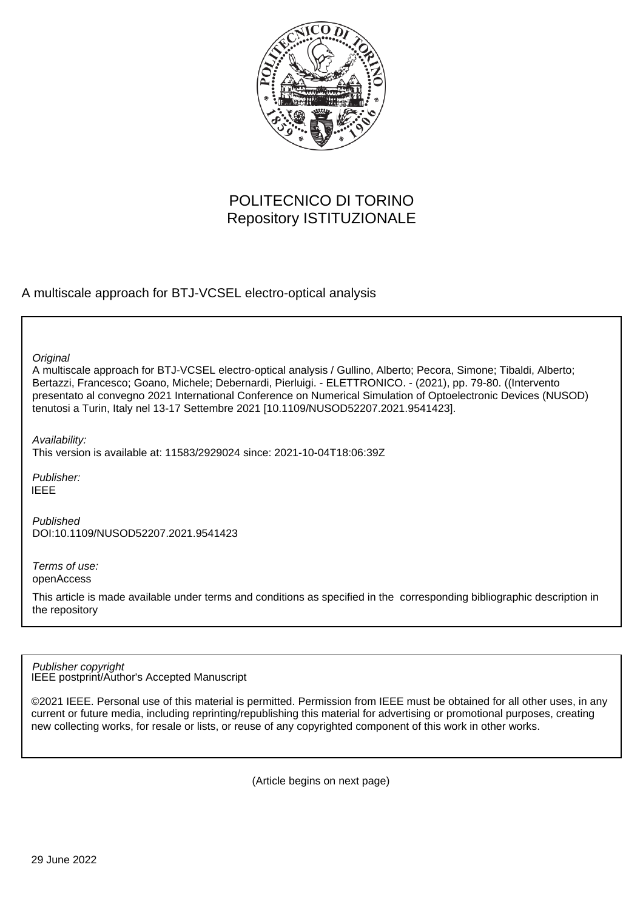POLITECNICO DI TORINO
Repository ISTITUZIONALE

A multiscale approach for BTJ-VCSEL electro-optical analysis

*Original*

A multiscale approach for BTJ-VCSEL electro-optical analysis / Gullino, Alberto; Pecora, Simone; Tibaldi, Alberto; Bertazzi, Francesco; Goano, Michele; Debernardi, Pierluigi. - ELETTRONICO. - (2021), pp. 79-80. ((Intervento presentato al convegno 2021 International Conference on Numerical Simulation of Optoelectronic Devices (NUSOD) tenutosi a Turin, Italy nel 13-17 Settembre 2021 [10.1109/NUSOD52207.2021.9541423].

*Availability:*

This version is available at: 11583/2929024 since: 2021-10-04T18:06:39Z

*Publisher:*

IEEE

*Published*

DOI:10.1109/NUSOD52207.2021.9541423

*Terms of use:*

openAccess

This article is made available under terms and conditions as specified in the corresponding bibliographic description in the repository

*Publisher copyright*

IEEE postprint/Author's Accepted Manuscript

©2021 IEEE. Personal use of this material is permitted. Permission from IEEE must be obtained for all other uses, in any current or future media, including reprinting/republishing this material for advertising or promotional purposes, creating new collecting works, for resale or lists, or reuse of any copyrighted component of this work in other works.

(Article begins on next page)

29 June 2022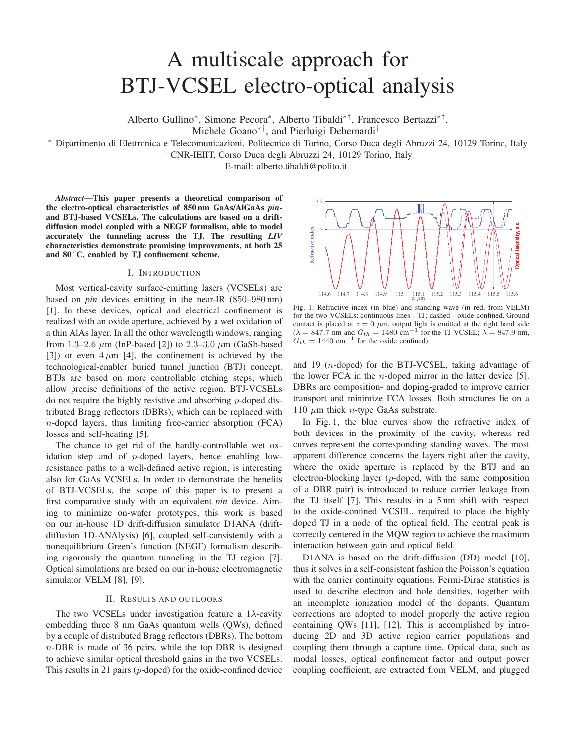# A multiscale approach for BTJ-VCSEL electro-optical analysis

Alberto Gullino*, Simone Pecora*, Alberto Tibaldi*†, Francesco Bertazzi*†, Michele Goano*†, and Pierluigi Debernardi†

* Dipartimento di Elettronica e Telecomunicazioni, Politecnico di Torino, Corso Duca degli Abruzzi 24, 10129 Torino, Italy
† CNR-IEIIT, Corso Duca degli Abruzzi 24, 10129 Torino, Italy
E-mail: alberto.tibaldi@polito.it

***Abstract*—This paper presents a theoretical comparison of the electro-optical characteristics of 850 nm GaAs/AlGaAs *pin*- and BTJ-based VCSELs. The calculations are based on a drift-diffusion model coupled with a NEGF formalism, able to model accurately the tunneling across the TJ. The resulting *LIV* characteristics demonstrate promising improvements, at both 25 and 80 °C, enabled by TJ confinement scheme.**

## I. Introduction

Most vertical-cavity surface-emitting lasers (VCSELs) are based on *pin* devices emitting in the near-IR (850–980 nm) [1]. In these devices, optical and electrical confinement is realized with an oxide aperture, achieved by a wet oxidation of a thin AlAs layer. In all the other wavelength windows, ranging from 1.3–2.6 $\mu$m (InP-based [2]) to 2.3–3.0 $\mu$m (GaSb-based [3]) or even 4 $\mu$m [4], the confinement is achieved by the technological-enabler buried tunnel junction (BTJ) concept. BTJs are based on more controllable etching steps, which allow precise definitions of the active region. BTJ-VCSELs do not require the highly resistive and absorbing *p*-doped distributed Bragg reflectors (DBRs), which can be replaced with *n*-doped layers, thus limiting free-carrier absorption (FCA) losses and self-heating [5].

The chance to get rid of the hardly-controllable wet oxidation step and of *p*-doped layers, hence enabling low-resistance paths to a well-defined active region, is interesting also for GaAs VCSELs. In order to demonstrate the benefits of BTJ-VCSELs, the scope of this paper is to present a first comparative study with an equivalent *pin* device. Aiming to minimize on-wafer prototypes, this work is based on our in-house 1D drift-diffusion simulator D1ANA (drift-diffusion 1D-ANAlysis) [6], coupled self-consistently with a nonequilibrium Green's function (NEGF) formalism describing rigorously the quantum tunneling in the TJ region [7]. Optical simulations are based on our in-house electromagnetic simulator VELM [8], [9].

## II. Results and outlooks

The two VCSELs under investigation feature a 1$\lambda$-cavity embedding three 8 nm GaAs quantum wells (QWs), defined by a couple of distributed Bragg reflectors (DBRs). The bottom *n*-DBR is made of 36 pairs, while the top DBR is designed to achieve similar optical threshold gains in the two VCSELs. This results in 21 pairs (*p*-doped) for the oxide-confined device and 19 (*n*-doped) for the BTJ-VCSEL, taking advantage of the lower FCA in the *n*-doped mirror in the latter device [5]. DBRs are composition- and doping-graded to improve carrier transport and minimize FCA losses. Both structures lie on a 110 $\mu$m thick *n*-type GaAs substrate.

Fig. 1: Refractive index (in blue) and standing wave (in red, from VELM) for the two VCSELs: continuous lines - TJ; dashed - oxide confined. Ground contact is placed at $z = 0$ $\mu$m, output light is emitted at the right hand side ($\lambda = 847.7$ nm and $G_{th} = 1480$ cm$^{-1}$ for the TJ-VCSEL; $\lambda = 847.9$ nm, $G_{th} = 1440$ cm$^{-1}$ for the oxide confined).

In Fig. 1, the blue curves show the refractive index of both devices in the proximity of the cavity, whereas red curves represent the corresponding standing waves. The most apparent difference concerns the layers right after the cavity, where the oxide aperture is replaced by the BTJ and an electron-blocking layer (*p*-doped, with the same composition of a DBR pair) is introduced to reduce carrier leakage from the TJ itself [7]. This results in a 5 nm shift with respect to the oxide-confined VCSEL, required to place the highly doped TJ in a node of the optical field. The central peak is correctly centered in the MQW region to achieve the maximum interaction between gain and optical field.

D1ANA is based on the drift-diffusion (DD) model [10], thus it solves in a self-consistent fashion the Poisson's equation with the carrier continuity equations. Fermi-Dirac statistics is used to describe electron and hole densities, together with an incomplete ionization model of the dopants. Quantum corrections are adopted to model properly the active region containing QWs [11], [12]. This is accomplished by introducing 2D and 3D active region carrier populations and coupling them through a capture time. Optical data, such as modal losses, optical confinement factor and output power coupling coefficient, are extracted from VELM, and plugged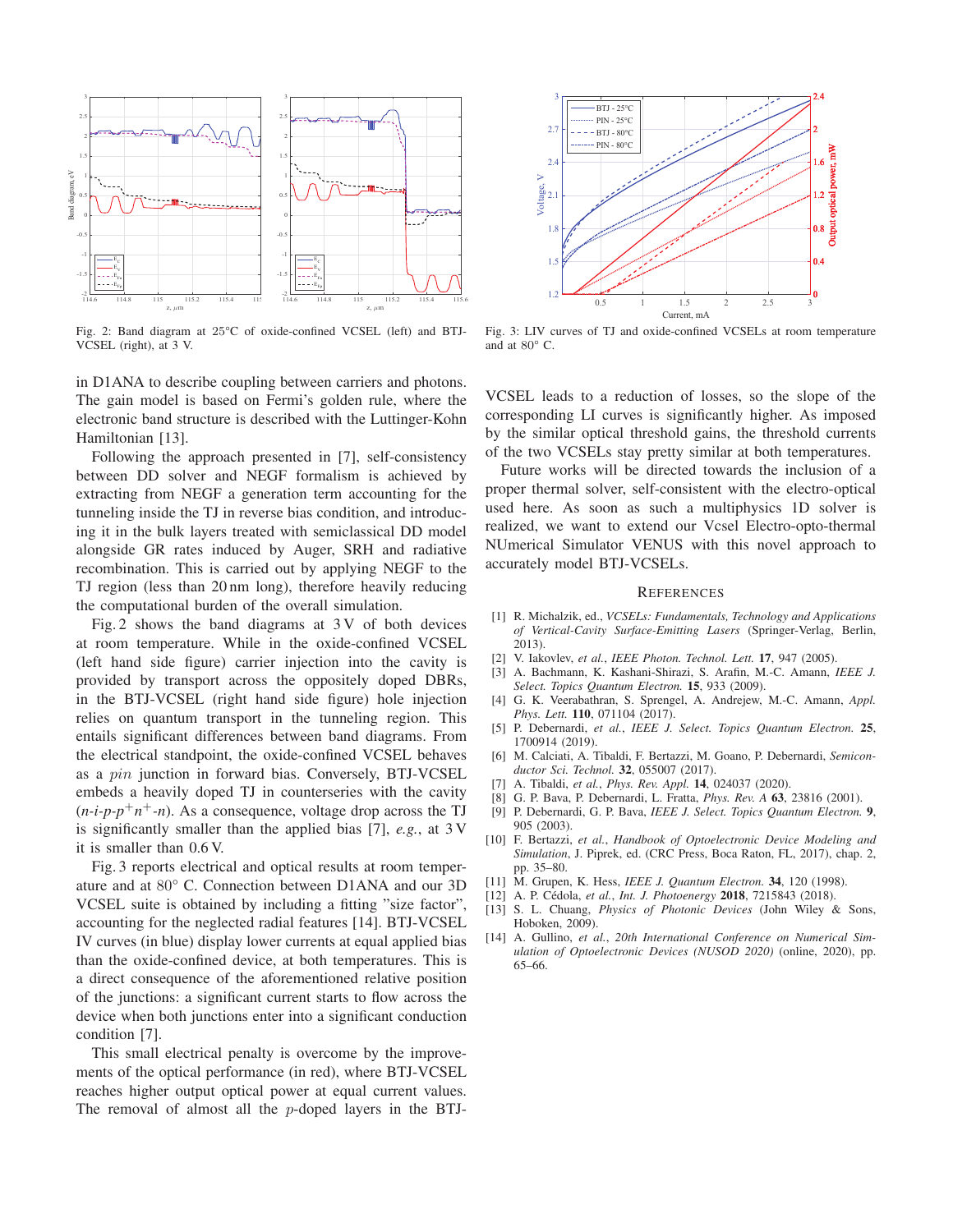Band diagram, eV

z, $\mu$m

$E_c$

$E_v$

$E_{Fn}$

$E_{Fp}$

Fig. 2: Band diagram at 25°C of oxide-confined VCSEL (left) and BTJ-VCSEL (right), at 3 V.

Voltage, V

Output optical power, mW

Current, mA

BTJ - 25°C

PIN - 25°C

BTJ - 80°C

PIN - 80°C

Fig. 3: LIV curves of TJ and oxide-confined VCSELs at room temperature and at 80° C.

in D1ANA to describe coupling between carriers and photons. The gain model is based on Fermi's golden rule, where the electronic band structure is described with the Luttinger-Kohn Hamiltonian [13].

Following the approach presented in [7], self-consistency between DD solver and NEGF formalism is achieved by extracting from NEGF a generation term accounting for the tunneling inside the TJ in reverse bias condition, and introducing it in the bulk layers treated with semiclassical DD model alongside GR rates induced by Auger, SRH and radiative recombination. This is carried out by applying NEGF to the TJ region (less than 20 nm long), therefore heavily reducing the computational burden of the overall simulation.

Fig. 2 shows the band diagrams at 3 V of both devices at room temperature. While in the oxide-confined VCSEL (left hand side figure) carrier injection into the cavity is provided by transport across the oppositely doped DBRs, in the BTJ-VCSEL (right hand side figure) hole injection relies on quantum transport in the tunneling region. This entails significant differences between band diagrams. From the electrical standpoint, the oxide-confined VCSEL behaves as a $pin$ junction in forward bias. Conversely, BTJ-VCSEL embeds a heavily doped TJ in counterseries with the cavity ($n$-$i$-$p$-$p^+n^+$-$n$). As a consequence, voltage drop across the TJ is significantly smaller than the applied bias [7], *e.g.*, at 3 V it is smaller than 0.6 V.

Fig. 3 reports electrical and optical results at room temperature and at 80° C. Connection between D1ANA and our 3D VCSEL suite is obtained by including a fitting "size factor", accounting for the neglected radial features [14]. BTJ-VCSEL IV curves (in blue) display lower currents at equal applied bias than the oxide-confined device, at both temperatures. This is a direct consequence of the aforementioned relative position of the junctions: a significant current starts to flow across the device when both junctions enter into a significant conduction condition [7].

This small electrical penalty is overcome by the improvements of the optical performance (in red), where BTJ-VCSEL reaches higher output optical power at equal current values. The removal of almost all the $p$-doped layers in the BTJ-VCSEL leads to a reduction of losses, so the slope of the corresponding LI curves is significantly higher. As imposed by the similar optical threshold gains, the threshold currents of the two VCSELs stay pretty similar at both temperatures.

Future works will be directed towards the inclusion of a proper thermal solver, self-consistent with the electro-optical used here. As soon as such a multiphysics 1D solver is realized, we want to extend our Vcsel Electro-opto-thermal NUmerical Simulator VENUS with this novel approach to accurately model BTJ-VCSELs.

## References

[1] R. Michalzik, ed., *VCSELs: Fundamentals, Technology and Applications of Vertical-Cavity Surface-Emitting Lasers* (Springer-Verlag, Berlin, 2013).

[2] V. Iakovlev, *et al.*, *IEEE Photon. Technol. Lett.* **17**, 947 (2005).

[3] A. Bachmann, K. Kashani-Shirazi, S. Arafin, M.-C. Amann, *IEEE J. Select. Topics Quantum Electron.* **15**, 933 (2009).

[4] G. K. Veerabathran, S. Sprengel, A. Andrejew, M.-C. Amann, *Appl. Phys. Lett.* **110**, 071104 (2017).

[5] P. Debernardi, *et al.*, *IEEE J. Select. Topics Quantum Electron.* **25**, 1700914 (2019).

[6] M. Calciati, A. Tibaldi, F. Bertazzi, M. Goano, P. Debernardi, *Semiconductor Sci. Technol.* **32**, 055007 (2017).

[7] A. Tibaldi, *et al.*, *Phys. Rev. Appl.* **14**, 024037 (2020).

[8] G. P. Bava, P. Debernardi, L. Fratta, *Phys. Rev. A* **63**, 23816 (2001).

[9] P. Debernardi, G. P. Bava, *IEEE J. Select. Topics Quantum Electron.* **9**, 905 (2003).

[10] F. Bertazzi, *et al.*, *Handbook of Optoelectronic Device Modeling and Simulation*, J. Piprek, ed. (CRC Press, Boca Raton, FL, 2017), chap. 2, pp. 35–80.

[11] M. Grupen, K. Hess, *IEEE J. Quantum Electron.* **34**, 120 (1998).

[12] A. P. Cédola, *et al.*, *Int. J. Photoenergy* **2018**, 7215843 (2018).

[13] S. L. Chuang, *Physics of Photonic Devices* (John Wiley & Sons, Hoboken, 2009).

[14] A. Gullino, *et al.*, *20th International Conference on Numerical Simulation of Optoelectronic Devices (NUSOD 2020)* (online, 2020), pp. 65–66.